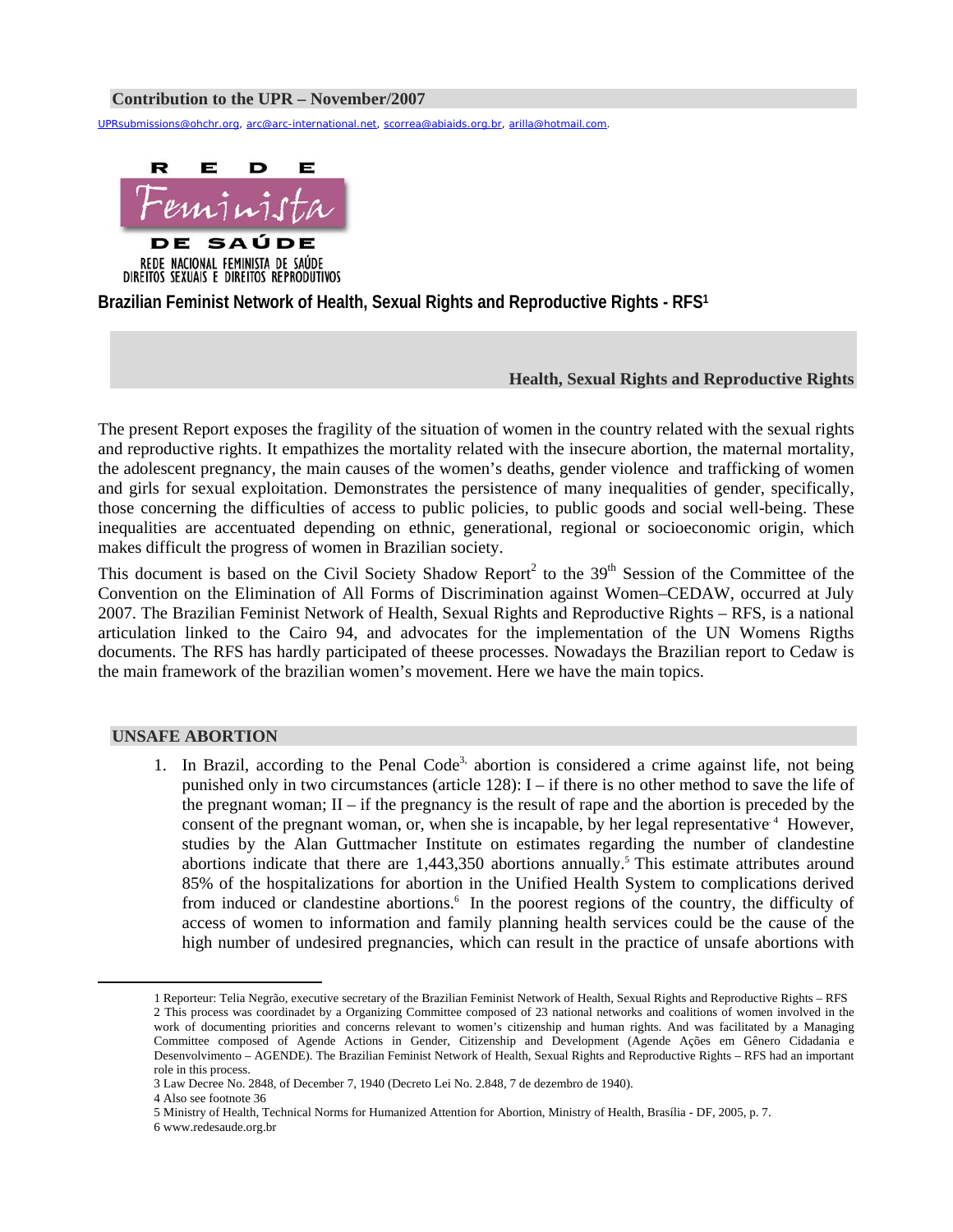**Contribution to the UPR – November/2007**

UPRsubmissions@ohchr.org, arc@arc-international.net, scorrea@abiaids.org.br, arilla@hotmail.com.

REDE Feminista DE SAÚDE

REDE NACIONAL FEMINISTA DE SAÚDE DIREITOS SEXUAIS E DIREITOS REPRODUTIVOS

## Brazilian Feminist Network of Health, Sexual Rights and Reproductive Rights - RFS[1]

### Health, Sexual Rights and Reproductive Rights

The present Report exposes the fragility of the situation of women in the country related with the sexual rights and reproductive rights. It empathizes the mortality related with the insecure abortion, the maternal mortality, the adolescent pregnancy, the main causes of the women's deaths, gender violence and trafficking of women and girls for sexual exploitation. Demonstrates the persistence of many inequalities of gender, specifically, those concerning the difficulties of access to public policies, to public goods and social well-being. These inequalities are accentuated depending on ethnic, generational, regional or socioeconomic origin, which makes difficult the progress of women in Brazilian society.

This document is based on the Civil Society Shadow Report[2] to the 39th Session of the Committee of the Convention on the Elimination of All Forms of Discrimination against Women–CEDAW, occurred at July 2007. The Brazilian Feminist Network of Health, Sexual Rights and Reproductive Rights – RFS, is a national articulation linked to the Cairo 94, and advocates for the implementation of the UN Womens Rigths documents. The RFS has hardly participated of theese processes. Nowadays the Brazilian report to Cedaw is the main framework of the brazilian women's movement. Here we have the main topics.

### UNSAFE ABORTION

1. In Brazil, according to the Penal Code[3], abortion is considered a crime against life, not being punished only in two circumstances (article 128): I – if there is no other method to save the life of the pregnant woman; II – if the pregnancy is the result of rape and the abortion is preceded by the consent of the pregnant woman, or, when she is incapable, by her legal representative.[4] However, studies by the Alan Guttmacher Institute on estimates regarding the number of clandestine abortions indicate that there are 1,443,350 abortions annually.[5] This estimate attributes around 85% of the hospitalizations for abortion in the Unified Health System to complications derived from induced or clandestine abortions.[6] In the poorest regions of the country, the difficulty of access of women to information and family planning health services could be the cause of the high number of undesired pregnancies, which can result in the practice of unsafe abortions with

---

1 Reporteur: Telia Negrão, executive secretary of the Brazilian Feminist Network of Health, Sexual Rights and Reproductive Rights – RFS

2 This process was coordinadet by a Organizing Committee composed of 23 national networks and coalitions of women involved in the work of documenting priorities and concerns relevant to women's citizenship and human rights. And was facilitated by a Managing Committee composed of Agende Actions in Gender, Citizenship and Development (Agende Ações em Gênero Cidadania e Desenvolvimento – AGENDE). The Brazilian Feminist Network of Health, Sexual Rights and Reproductive Rights – RFS had an important role in this process.

3 Law Decree No. 2848, of December 7, 1940 (Decreto Lei No. 2.848, 7 de dezembro de 1940).

4 Also see footnote 36

5 Ministry of Health, Technical Norms for Humanized Attention for Abortion, Ministry of Health, Brasília - DF, 2005, p. 7.

6 www.redesaude.org.br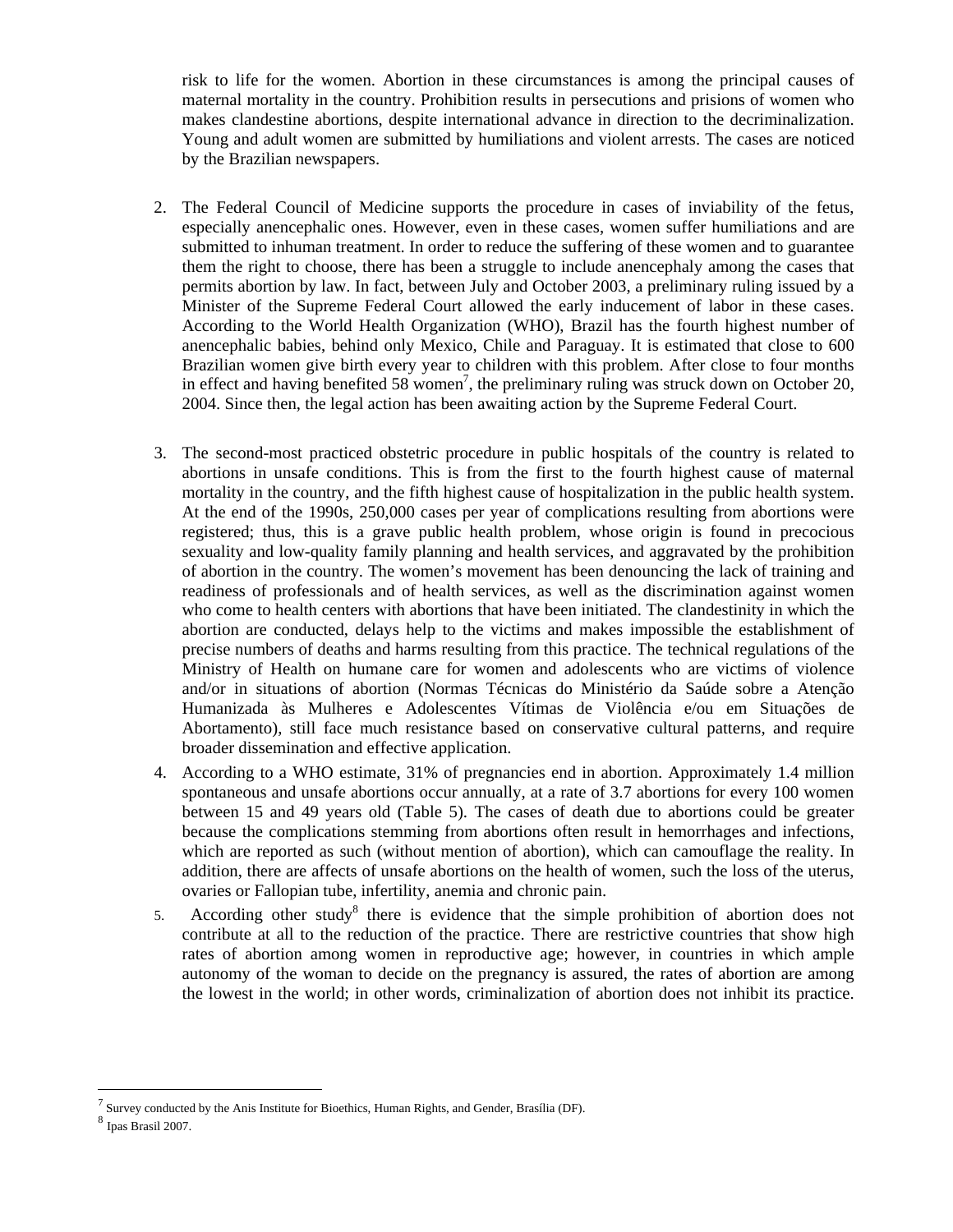risk to life for the women. Abortion in these circumstances is among the principal causes of maternal mortality in the country. Prohibition results in persecutions and prisions of women who makes clandestine abortions, despite international advance in direction to the decriminalization. Young and adult women are submitted by humiliations and violent arrests. The cases are noticed by the Brazilian newspapers.

2. The Federal Council of Medicine supports the procedure in cases of inviability of the fetus, especially anencephalic ones. However, even in these cases, women suffer humiliations and are submitted to inhuman treatment. In order to reduce the suffering of these women and to guarantee them the right to choose, there has been a struggle to include anencephaly among the cases that permits abortion by law. In fact, between July and October 2003, a preliminary ruling issued by a Minister of the Supreme Federal Court allowed the early inducement of labor in these cases. According to the World Health Organization (WHO), Brazil has the fourth highest number of anencephalic babies, behind only Mexico, Chile and Paraguay. It is estimated that close to 600 Brazilian women give birth every year to children with this problem. After close to four months in effect and having benefited 58 women[7], the preliminary ruling was struck down on October 20, 2004. Since then, the legal action has been awaiting action by the Supreme Federal Court.

3. The second-most practiced obstetric procedure in public hospitals of the country is related to abortions in unsafe conditions. This is from the first to the fourth highest cause of maternal mortality in the country, and the fifth highest cause of hospitalization in the public health system. At the end of the 1990s, 250,000 cases per year of complications resulting from abortions were registered; thus, this is a grave public health problem, whose origin is found in precocious sexuality and low-quality family planning and health services, and aggravated by the prohibition of abortion in the country. The women's movement has been denouncing the lack of training and readiness of professionals and of health services, as well as the discrimination against women who come to health centers with abortions that have been initiated. The clandestinity in which the abortion are conducted, delays help to the victims and makes impossible the establishment of precise numbers of deaths and harms resulting from this practice. The technical regulations of the Ministry of Health on humane care for women and adolescents who are victims of violence and/or in situations of abortion (Normas Técnicas do Ministério da Saúde sobre a Atenção Humanizada às Mulheres e Adolescentes Vítimas de Violência e/ou em Situações de Abortamento), still face much resistance based on conservative cultural patterns, and require broader dissemination and effective application.
4. According to a WHO estimate, 31% of pregnancies end in abortion. Approximately 1.4 million spontaneous and unsafe abortions occur annually, at a rate of 3.7 abortions for every 100 women between 15 and 49 years old (Table 5). The cases of death due to abortions could be greater because the complications stemming from abortions often result in hemorrhages and infections, which are reported as such (without mention of abortion), which can camouflage the reality. In addition, there are affects of unsafe abortions on the health of women, such the loss of the uterus, ovaries or Fallopian tube, infertility, anemia and chronic pain.
5. According other study[8] there is evidence that the simple prohibition of abortion does not contribute at all to the reduction of the practice. There are restrictive countries that show high rates of abortion among women in reproductive age; however, in countries in which ample autonomy of the woman to decide on the pregnancy is assured, the rates of abortion are among the lowest in the world; in other words, criminalization of abortion does not inhibit its practice.

[7] Survey conducted by the Anis Institute for Bioethics, Human Rights, and Gender, Brasília (DF).

[8] Ipas Brasil 2007.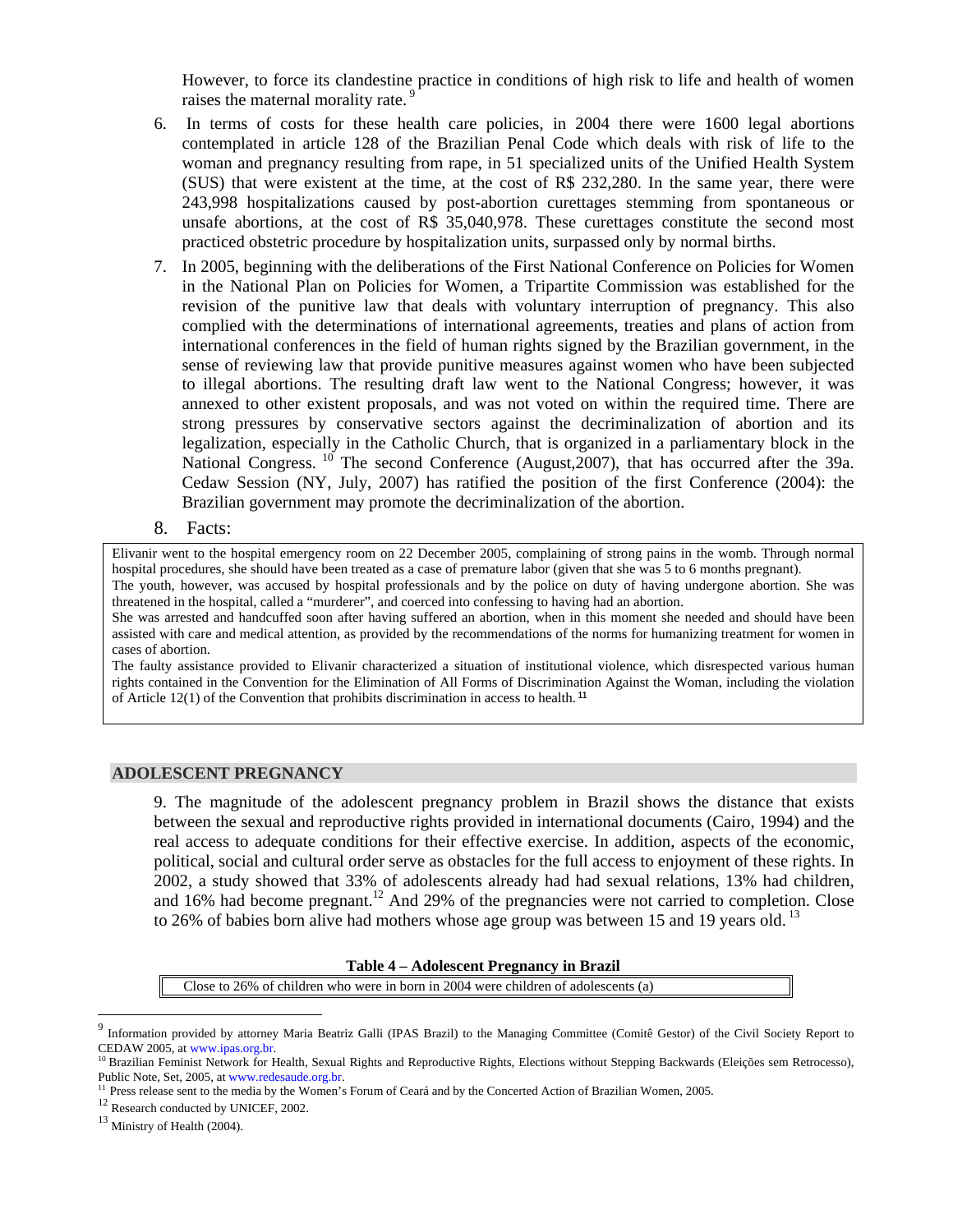However, to force its clandestine practice in conditions of high risk to life and health of women raises the maternal morality rate.[9]

6. In terms of costs for these health care policies, in 2004 there were 1600 legal abortions contemplated in article 128 of the Brazilian Penal Code which deals with risk of life to the woman and pregnancy resulting from rape, in 51 specialized units of the Unified Health System (SUS) that were existent at the time, at the cost of R$ 232,280. In the same year, there were 243,998 hospitalizations caused by post-abortion curettages stemming from spontaneous or unsafe abortions, at the cost of R$ 35,040,978. These curettages constitute the second most practiced obstetric procedure by hospitalization units, surpassed only by normal births.

7. In 2005, beginning with the deliberations of the First National Conference on Policies for Women in the National Plan on Policies for Women, a Tripartite Commission was established for the revision of the punitive law that deals with voluntary interruption of pregnancy. This also complied with the determinations of international agreements, treaties and plans of action from international conferences in the field of human rights signed by the Brazilian government, in the sense of reviewing law that provide punitive measures against women who have been subjected to illegal abortions. The resulting draft law went to the National Congress; however, it was annexed to other existent proposals, and was not voted on within the required time. There are strong pressures by conservative sectors against the decriminalization of abortion and its legalization, especially in the Catholic Church, that is organized in a parliamentary block in the National Congress.[10] The second Conference (August,2007), that has occurred after the 39a. Cedaw Session (NY, July, 2007) has ratified the position of the first Conference (2004): the Brazilian government may promote the decriminalization of the abortion.

8. Facts:

> Elivanir went to the hospital emergency room on 22 December 2005, complaining of strong pains in the womb. Through normal hospital procedures, she should have been treated as a case of premature labor (given that she was 5 to 6 months pregnant).
>
> The youth, however, was accused by hospital professionals and by the police on duty of having undergone abortion. She was threatened in the hospital, called a "murderer", and coerced into confessing to having had an abortion.
>
> She was arrested and handcuffed soon after having suffered an abortion, when in this moment she needed and should have been assisted with care and medical attention, as provided by the recommendations of the norms for humanizing treatment for women in cases of abortion.
>
> The faulty assistance provided to Elivanir characterized a situation of institutional violence, which disrespected various human rights contained in the Convention for the Elimination of All Forms of Discrimination Against the Woman, including the violation of Article 12(1) of the Convention that prohibits discrimination in access to health.[11]

## ADOLESCENT PREGNANCY

9. The magnitude of the adolescent pregnancy problem in Brazil shows the distance that exists between the sexual and reproductive rights provided in international documents (Cairo, 1994) and the real access to adequate conditions for their effective exercise. In addition, aspects of the economic, political, social and cultural order serve as obstacles for the full access to enjoyment of these rights. In 2002, a study showed that 33% of adolescents already had had sexual relations, 13% had children, and 16% had become pregnant.[12] And 29% of the pregnancies were not carried to completion. Close to 26% of babies born alive had mothers whose age group was between 15 and 19 years old.[13]

**Table 4 – Adolescent Pregnancy in Brazil**

| Close to 26% of children who were in born in 2004 were children of adolescents (a) |
|---|

---

[9] Information provided by attorney Maria Beatriz Galli (IPAS Brazil) to the Managing Committee (Comitê Gestor) of the Civil Society Report to CEDAW 2005, at www.ipas.org.br.

[10] Brazilian Feminist Network for Health, Sexual Rights and Reproductive Rights, Elections without Stepping Backwards (Eleições sem Retrocesso), Public Note, Set, 2005, at www.redesaude.org.br.

[11] Press release sent to the media by the Women's Forum of Ceará and by the Concerted Action of Brazilian Women, 2005.

[12] Research conducted by UNICEF, 2002.

[13] Ministry of Health (2004).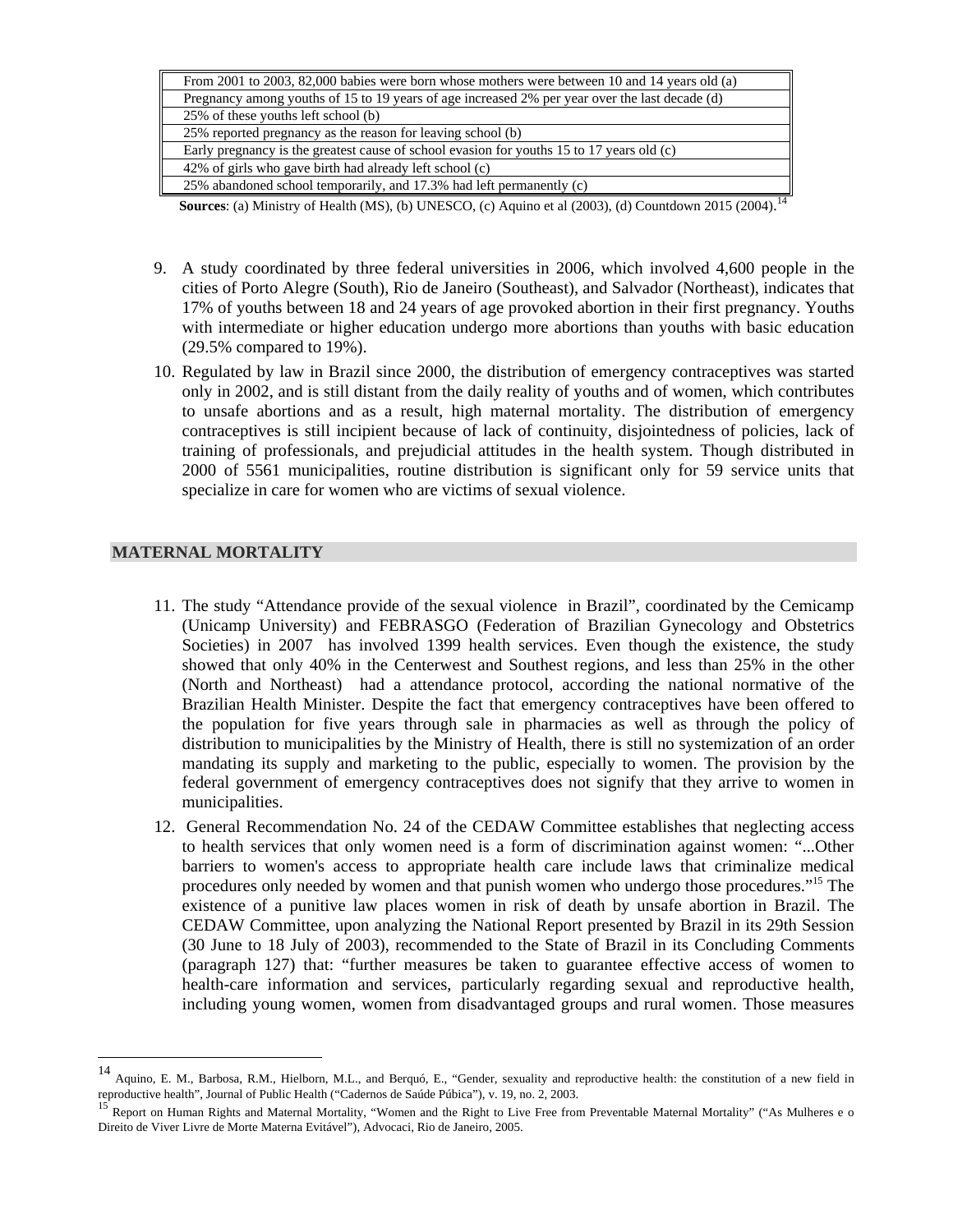| From 2001 to 2003, 82,000 babies were born whose mothers were between 10 and 14 years old (a) |
|---|
| Pregnancy among youths of 15 to 19 years of age increased 2% per year over the last decade (d) |
| 25% of these youths left school (b) |
| 25% reported pregnancy as the reason for leaving school (b) |
| Early pregnancy is the greatest cause of school evasion for youths 15 to 17 years old (c) |
| 42% of girls who gave birth had already left school (c) |
| 25% abandoned school temporarily, and 17.3% had left permanently (c) |

**Sources**: (a) Ministry of Health (MS), (b) UNESCO, (c) Aquino et al (2003), (d) Countdown 2015 (2004).[14]

9. A study coordinated by three federal universities in 2006, which involved 4,600 people in the cities of Porto Alegre (South), Rio de Janeiro (Southeast), and Salvador (Northeast), indicates that 17% of youths between 18 and 24 years of age provoked abortion in their first pregnancy. Youths with intermediate or higher education undergo more abortions than youths with basic education (29.5% compared to 19%).
10. Regulated by law in Brazil since 2000, the distribution of emergency contraceptives was started only in 2002, and is still distant from the daily reality of youths and of women, which contributes to unsafe abortions and as a result, high maternal mortality. The distribution of emergency contraceptives is still incipient because of lack of continuity, disjointedness of policies, lack of training of professionals, and prejudicial attitudes in the health system. Though distributed in 2000 of 5561 municipalities, routine distribution is significant only for 59 service units that specialize in care for women who are victims of sexual violence.

## MATERNAL MORTALITY

11. The study "Attendance provide of the sexual violence in Brazil", coordinated by the Cemicamp (Unicamp University) and FEBRASGO (Federation of Brazilian Gynecology and Obstetrics Societies) in 2007 has involved 1399 health services. Even though the existence, the study showed that only 40% in the Centerwest and Southest regions, and less than 25% in the other (North and Northeast) had a attendance protocol, according the national normative of the Brazilian Health Minister. Despite the fact that emergency contraceptives have been offered to the population for five years through sale in pharmacies as well as through the policy of distribution to municipalities by the Ministry of Health, there is still no systemization of an order mandating its supply and marketing to the public, especially to women. The provision by the federal government of emergency contraceptives does not signify that they arrive to women in municipalities.
12. General Recommendation No. 24 of the CEDAW Committee establishes that neglecting access to health services that only women need is a form of discrimination against women: "...Other barriers to women's access to appropriate health care include laws that criminalize medical procedures only needed by women and that punish women who undergo those procedures."[15] The existence of a punitive law places women in risk of death by unsafe abortion in Brazil. The CEDAW Committee, upon analyzing the National Report presented by Brazil in its 29th Session (30 June to 18 July of 2003), recommended to the State of Brazil in its Concluding Comments (paragraph 127) that: "further measures be taken to guarantee effective access of women to health-care information and services, particularly regarding sexual and reproductive health, including young women, women from disadvantaged groups and rural women. Those measures

---

[14] Aquino, E. M., Barbosa, R.M., Hielborn, M.L., and Berquó, E., "Gender, sexuality and reproductive health: the constitution of a new field in reproductive health", Journal of Public Health ("Cadernos de Saúde Púbica"), v. 19, no. 2, 2003.

[15] Report on Human Rights and Maternal Mortality, "Women and the Right to Live Free from Preventable Maternal Mortality" ("As Mulheres e o Direito de Viver Livre de Morte Materna Evitável"), Advocaci, Rio de Janeiro, 2005.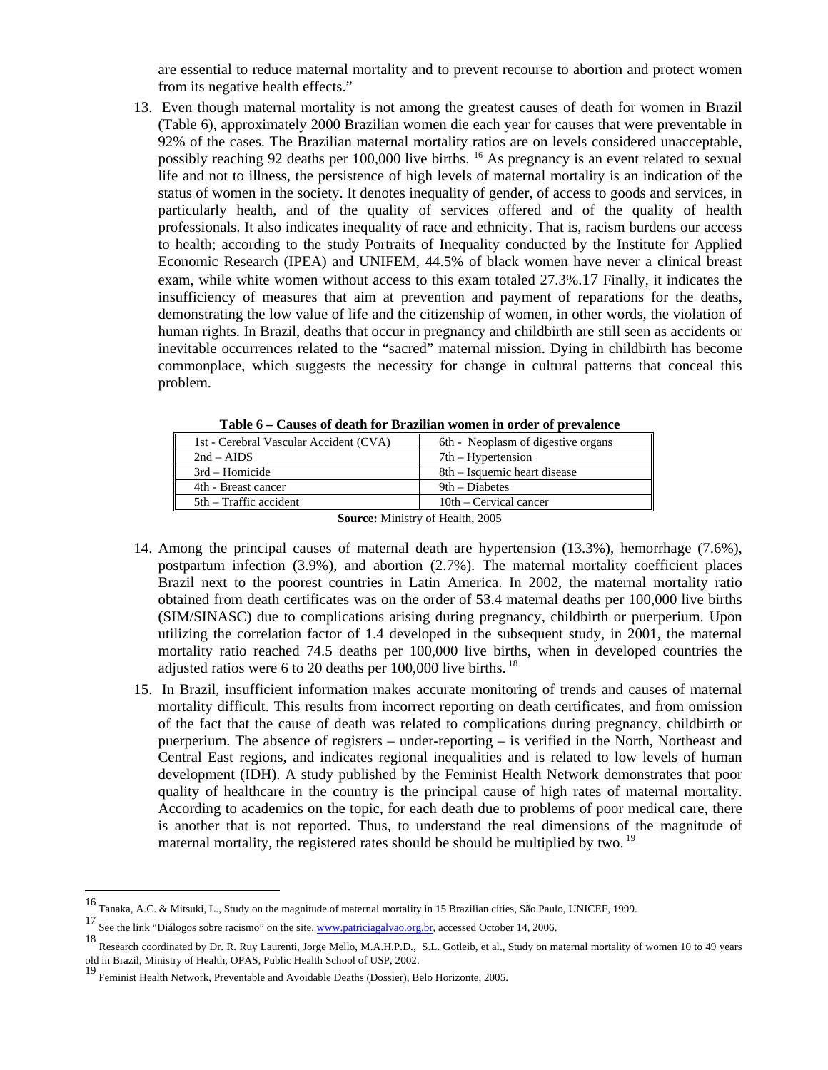are essential to reduce maternal mortality and to prevent recourse to abortion and protect women from its negative health effects."

13. Even though maternal mortality is not among the greatest causes of death for women in Brazil (Table 6), approximately 2000 Brazilian women die each year for causes that were preventable in 92% of the cases. The Brazilian maternal mortality ratios are on levels considered unacceptable, possibly reaching 92 deaths per 100,000 live births. [16] As pregnancy is an event related to sexual life and not to illness, the persistence of high levels of maternal mortality is an indication of the status of women in the society. It denotes inequality of gender, of access to goods and services, in particularly health, and of the quality of services offered and of the quality of health professionals. It also indicates inequality of race and ethnicity. That is, racism burdens our access to health; according to the study Portraits of Inequality conducted by the Institute for Applied Economic Research (IPEA) and UNIFEM, 44.5% of black women have never a clinical breast exam, while white women without access to this exam totaled 27.3%.[17] Finally, it indicates the insufficiency of measures that aim at prevention and payment of reparations for the deaths, demonstrating the low value of life and the citizenship of women, in other words, the violation of human rights. In Brazil, deaths that occur in pregnancy and childbirth are still seen as accidents or inevitable occurrences related to the "sacred" maternal mission. Dying in childbirth has become commonplace, which suggests the necessity for change in cultural patterns that conceal this problem.

**Table 6 – Causes of death for Brazilian women in order of prevalence**

| | |
|---|---|
| 1st - Cerebral Vascular Accident (CVA) | 6th - Neoplasm of digestive organs |
| 2nd – AIDS | 7th – Hypertension |
| 3rd – Homicide | 8th – Isquemic heart disease |
| 4th - Breast cancer | 9th – Diabetes |
| 5th – Traffic accident | 10th – Cervical cancer |

**Source:** Ministry of Health, 2005

14. Among the principal causes of maternal death are hypertension (13.3%), hemorrhage (7.6%), postpartum infection (3.9%), and abortion (2.7%). The maternal mortality coefficient places Brazil next to the poorest countries in Latin America. In 2002, the maternal mortality ratio obtained from death certificates was on the order of 53.4 maternal deaths per 100,000 live births (SIM/SINASC) due to complications arising during pregnancy, childbirth or puerperium. Upon utilizing the correlation factor of 1.4 developed in the subsequent study, in 2001, the maternal mortality ratio reached 74.5 deaths per 100,000 live births, when in developed countries the adjusted ratios were 6 to 20 deaths per 100,000 live births. [18]

15. In Brazil, insufficient information makes accurate monitoring of trends and causes of maternal mortality difficult. This results from incorrect reporting on death certificates, and from omission of the fact that the cause of death was related to complications during pregnancy, childbirth or puerperium. The absence of registers – under-reporting – is verified in the North, Northeast and Central East regions, and indicates regional inequalities and is related to low levels of human development (IDH). A study published by the Feminist Health Network demonstrates that poor quality of healthcare in the country is the principal cause of high rates of maternal mortality. According to academics on the topic, for each death due to problems of poor medical care, there is another that is not reported. Thus, to understand the real dimensions of the magnitude of maternal mortality, the registered rates should be should be multiplied by two. [19]

---

[16] Tanaka, A.C. & Mitsuki, L., Study on the magnitude of maternal mortality in 15 Brazilian cities, São Paulo, UNICEF, 1999.

[17] See the link "Diálogos sobre racismo" on the site, www.patriciagalvao.org.br, accessed October 14, 2006.

[18] Research coordinated by Dr. R. Ruy Laurenti, Jorge Mello, M.A.H.P.D., S.L. Gotleib, et al., Study on maternal mortality of women 10 to 49 years old in Brazil, Ministry of Health, OPAS, Public Health School of USP, 2002.

[19] Feminist Health Network, Preventable and Avoidable Deaths (Dossier), Belo Horizonte, 2005.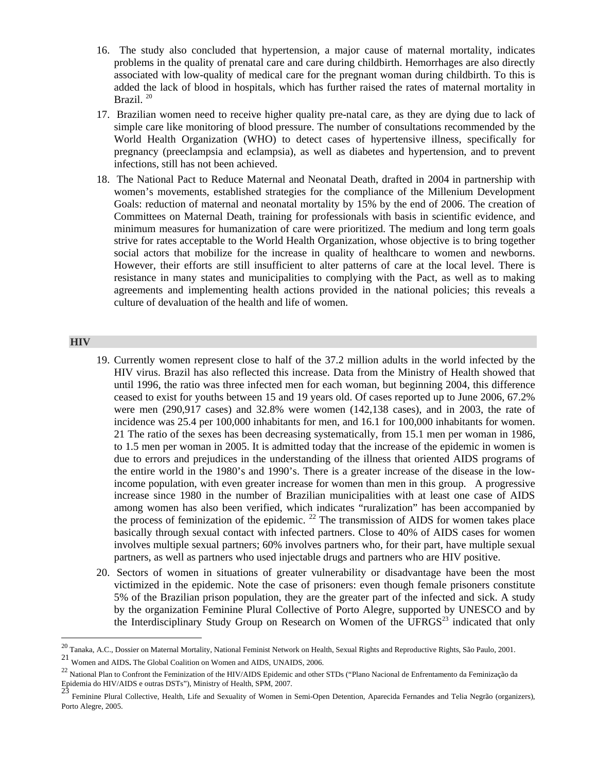16. The study also concluded that hypertension, a major cause of maternal mortality, indicates problems in the quality of prenatal care and care during childbirth. Hemorrhages are also directly associated with low-quality of medical care for the pregnant woman during childbirth. To this is added the lack of blood in hospitals, which has further raised the rates of maternal mortality in Brazil. [20]

17. Brazilian women need to receive higher quality pre-natal care, as they are dying due to lack of simple care like monitoring of blood pressure. The number of consultations recommended by the World Health Organization (WHO) to detect cases of hypertensive illness, specifically for pregnancy (preeclampsia and eclampsia), as well as diabetes and hypertension, and to prevent infections, still has not been achieved.

18. The National Pact to Reduce Maternal and Neonatal Death, drafted in 2004 in partnership with women's movements, established strategies for the compliance of the Millenium Development Goals: reduction of maternal and neonatal mortality by 15% by the end of 2006. The creation of Committees on Maternal Death, training for professionals with basis in scientific evidence, and minimum measures for humanization of care were prioritized. The medium and long term goals strive for rates acceptable to the World Health Organization, whose objective is to bring together social actors that mobilize for the increase in quality of healthcare to women and newborns. However, their efforts are still insufficient to alter patterns of care at the local level. There is resistance in many states and municipalities to complying with the Pact, as well as to making agreements and implementing health actions provided in the national policies; this reveals a culture of devaluation of the health and life of women.

## HIV

19. Currently women represent close to half of the 37.2 million adults in the world infected by the HIV virus. Brazil has also reflected this increase. Data from the Ministry of Health showed that until 1996, the ratio was three infected men for each woman, but beginning 2004, this difference ceased to exist for youths between 15 and 19 years old. Of cases reported up to June 2006, 67.2% were men (290,917 cases) and 32.8% were women (142,138 cases), and in 2003, the rate of incidence was 25.4 per 100,000 inhabitants for men, and 16.1 for 100,000 inhabitants for women. 21 The ratio of the sexes has been decreasing systematically, from 15.1 men per woman in 1986, to 1.5 men per woman in 2005. It is admitted today that the increase of the epidemic in women is due to errors and prejudices in the understanding of the illness that oriented AIDS programs of the entire world in the 1980's and 1990's. There is a greater increase of the disease in the low-income population, with even greater increase for women than men in this group. A progressive increase since 1980 in the number of Brazilian municipalities with at least one case of AIDS among women has also been verified, which indicates "ruralization" has been accompanied by the process of feminization of the epidemic. [22] The transmission of AIDS for women takes place basically through sexual contact with infected partners. Close to 40% of AIDS cases for women involves multiple sexual partners; 60% involves partners who, for their part, have multiple sexual partners, as well as partners who used injectable drugs and partners who are HIV positive.

20. Sectors of women in situations of greater vulnerability or disadvantage have been the most victimized in the epidemic. Note the case of prisoners: even though female prisoners constitute 5% of the Brazilian prison population, they are the greater part of the infected and sick. A study by the organization Feminine Plural Collective of Porto Alegre, supported by UNESCO and by the Interdisciplinary Study Group on Research on Women of the UFRGS[23] indicated that only

---

[20] Tanaka, A.C., Dossier on Maternal Mortality, National Feminist Network on Health, Sexual Rights and Reproductive Rights, São Paulo, 2001.

[21] Women and AIDS**.** The Global Coalition on Women and AIDS, UNAIDS, 2006.

[22] National Plan to Confront the Feminization of the HIV/AIDS Epidemic and other STDs ("Plano Nacional de Enfrentamento da Feminização da Epidemia do HIV/AIDS e outras DSTs"), Ministry of Health, SPM, 2007.

[23] Feminine Plural Collective, Health, Life and Sexuality of Women in Semi-Open Detention, Aparecida Fernandes and Telia Negrão (organizers), Porto Alegre, 2005.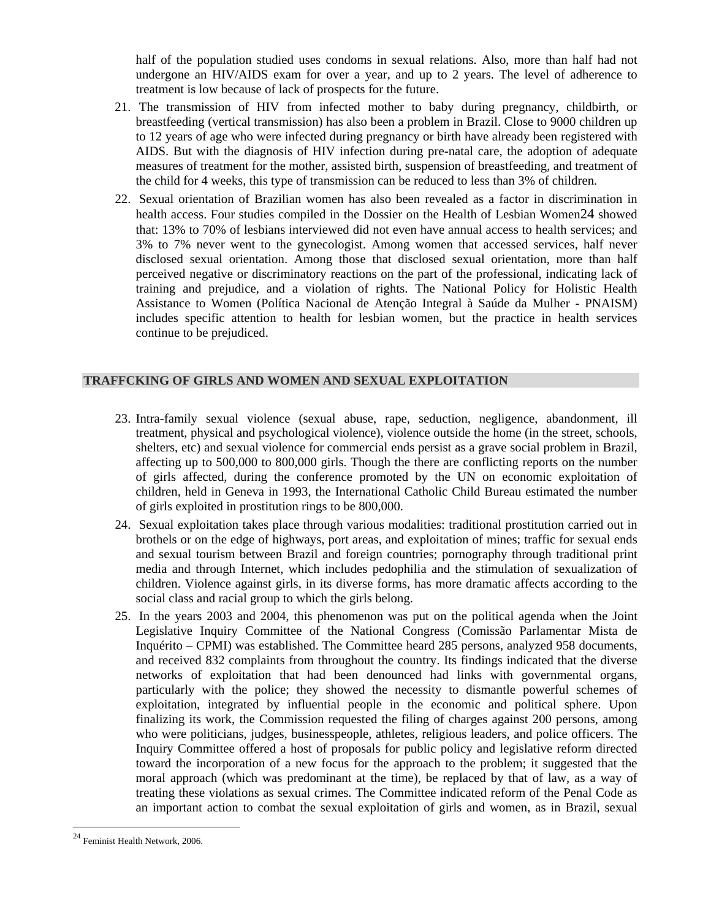half of the population studied uses condoms in sexual relations. Also, more than half had not undergone an HIV/AIDS exam for over a year, and up to 2 years. The level of adherence to treatment is low because of lack of prospects for the future.

21. The transmission of HIV from infected mother to baby during pregnancy, childbirth, or breastfeeding (vertical transmission) has also been a problem in Brazil. Close to 9000 children up to 12 years of age who were infected during pregnancy or birth have already been registered with AIDS. But with the diagnosis of HIV infection during pre-natal care, the adoption of adequate measures of treatment for the mother, assisted birth, suspension of breastfeeding, and treatment of the child for 4 weeks, this type of transmission can be reduced to less than 3% of children.

22. Sexual orientation of Brazilian women has also been revealed as a factor in discrimination in health access. Four studies compiled in the Dossier on the Health of Lesbian Women[24] showed that: 13% to 70% of lesbians interviewed did not even have annual access to health services; and 3% to 7% never went to the gynecologist. Among women that accessed services, half never disclosed sexual orientation. Among those that disclosed sexual orientation, more than half perceived negative or discriminatory reactions on the part of the professional, indicating lack of training and prejudice, and a violation of rights. The National Policy for Holistic Health Assistance to Women (Política Nacional de Atenção Integral à Saúde da Mulher - PNAISM) includes specific attention to health for lesbian women, but the practice in health services continue to be prejudiced.

## TRAFFCKING OF GIRLS AND WOMEN AND SEXUAL EXPLOITATION

23. Intra-family sexual violence (sexual abuse, rape, seduction, negligence, abandonment, ill treatment, physical and psychological violence), violence outside the home (in the street, schools, shelters, etc) and sexual violence for commercial ends persist as a grave social problem in Brazil, affecting up to 500,000 to 800,000 girls. Though the there are conflicting reports on the number of girls affected, during the conference promoted by the UN on economic exploitation of children, held in Geneva in 1993, the International Catholic Child Bureau estimated the number of girls exploited in prostitution rings to be 800,000.

24. Sexual exploitation takes place through various modalities: traditional prostitution carried out in brothels or on the edge of highways, port areas, and exploitation of mines; traffic for sexual ends and sexual tourism between Brazil and foreign countries; pornography through traditional print media and through Internet, which includes pedophilia and the stimulation of sexualization of children. Violence against girls, in its diverse forms, has more dramatic affects according to the social class and racial group to which the girls belong.

25. In the years 2003 and 2004, this phenomenon was put on the political agenda when the Joint Legislative Inquiry Committee of the National Congress (Comissão Parlamentar Mista de Inquérito – CPMI) was established. The Committee heard 285 persons, analyzed 958 documents, and received 832 complaints from throughout the country. Its findings indicated that the diverse networks of exploitation that had been denounced had links with governmental organs, particularly with the police; they showed the necessity to dismantle powerful schemes of exploitation, integrated by influential people in the economic and political sphere. Upon finalizing its work, the Commission requested the filing of charges against 200 persons, among who were politicians, judges, businesspeople, athletes, religious leaders, and police officers. The Inquiry Committee offered a host of proposals for public policy and legislative reform directed toward the incorporation of a new focus for the approach to the problem; it suggested that the moral approach (which was predominant at the time), be replaced by that of law, as a way of treating these violations as sexual crimes. The Committee indicated reform of the Penal Code as an important action to combat the sexual exploitation of girls and women, as in Brazil, sexual

---

[24] Feminist Health Network, 2006.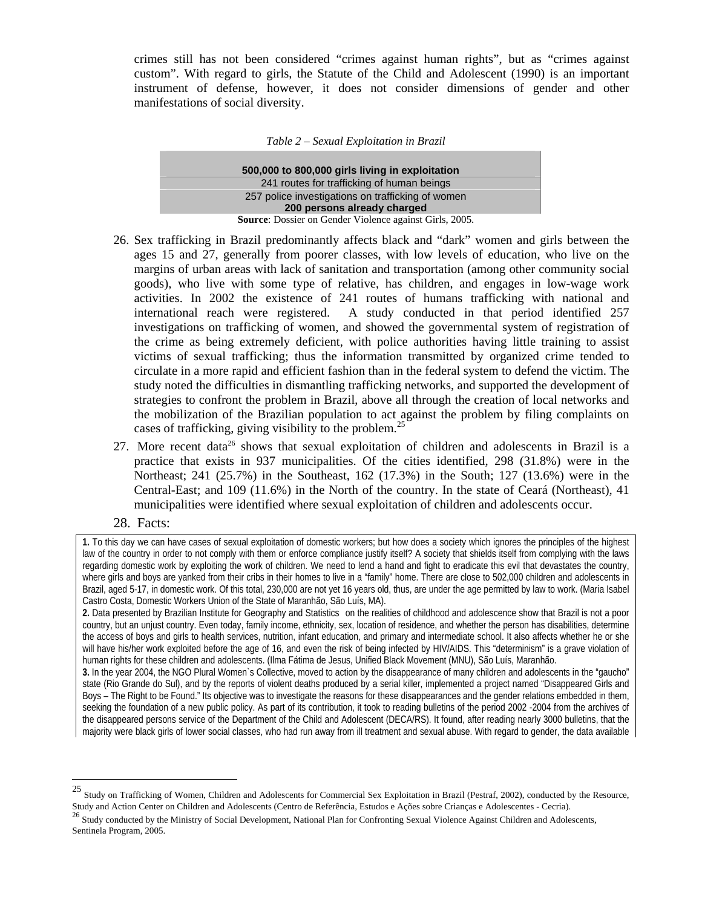crimes still has not been considered "crimes against human rights", but as "crimes against custom". With regard to girls, the Statute of the Child and Adolescent (1990) is an important instrument of defense, however, it does not consider dimensions of gender and other manifestations of social diversity.

*Table 2 – Sexual Exploitation in Brazil*

| **500,000 to 800,000 girls living in exploitation** |
|---|
| 241 routes for trafficking of human beings |
| 257 police investigations on trafficking of women |
| **200 persons already charged** |

**Source**: Dossier on Gender Violence against Girls, 2005.

26. Sex trafficking in Brazil predominantly affects black and "dark" women and girls between the ages 15 and 27, generally from poorer classes, with low levels of education, who live on the margins of urban areas with lack of sanitation and transportation (among other community social goods), who live with some type of relative, has children, and engages in low-wage work activities. In 2002 the existence of 241 routes of humans trafficking with national and international reach were registered. A study conducted in that period identified 257 investigations on trafficking of women, and showed the governmental system of registration of the crime as being extremely deficient, with police authorities having little training to assist victims of sexual trafficking; thus the information transmitted by organized crime tended to circulate in a more rapid and efficient fashion than in the federal system to defend the victim. The study noted the difficulties in dismantling trafficking networks, and supported the development of strategies to confront the problem in Brazil, above all through the creation of local networks and the mobilization of the Brazilian population to act against the problem by filing complaints on cases of trafficking, giving visibility to the problem.[25]

27. More recent data[26] shows that sexual exploitation of children and adolescents in Brazil is a practice that exists in 937 municipalities. Of the cities identified, 298 (31.8%) were in the Northeast; 241 (25.7%) in the Southeast, 162 (17.3%) in the South; 127 (13.6%) were in the Central-East; and 109 (11.6%) in the North of the country. In the state of Ceará (Northeast), 41 municipalities were identified where sexual exploitation of children and adolescents occur.

28. Facts:

**1.** To this day we can have cases of sexual exploitation of domestic workers; but how does a society which ignores the principles of the highest law of the country in order to not comply with them or enforce compliance justify itself? A society that shields itself from complying with the laws regarding domestic work by exploiting the work of children. We need to lend a hand and fight to eradicate this evil that devastates the country, where girls and boys are yanked from their cribs in their homes to live in a "family" home. There are close to 502,000 children and adolescents in Brazil, aged 5-17, in domestic work. Of this total, 230,000 are not yet 16 years old, thus, are under the age permitted by law to work. (Maria Isabel Castro Costa, Domestic Workers Union of the State of Maranhão, São Luís, MA).

**2.** Data presented by Brazilian Institute for Geography and Statistics on the realities of childhood and adolescence show that Brazil is not a poor country, but an unjust country. Even today, family income, ethnicity, sex, location of residence, and whether the person has disabilities, determine the access of boys and girls to health services, nutrition, infant education, and primary and intermediate school. It also affects whether he or she will have his/her work exploited before the age of 16, and even the risk of being infected by HIV/AIDS. This "determinism" is a grave violation of human rights for these children and adolescents. (Ilma Fátima de Jesus, Unified Black Movement (MNU), São Luís, Maranhão.

**3.** In the year 2004, the NGO Plural Women`s Collective, moved to action by the disappearance of many children and adolescents in the "gaucho" state (Rio Grande do Sul), and by the reports of violent deaths produced by a serial killer, implemented a project named "Disappeared Girls and Boys – The Right to be Found." Its objective was to investigate the reasons for these disappearances and the gender relations embedded in them, seeking the foundation of a new public policy. As part of its contribution, it took to reading bulletins of the period 2002 -2004 from the archives of the disappeared persons service of the Department of the Child and Adolescent (DECA/RS). It found, after reading nearly 3000 bulletins, that the majority were black girls of lower social classes, who had run away from ill treatment and sexual abuse. With regard to gender, the data available

---

[25] Study on Trafficking of Women, Children and Adolescents for Commercial Sex Exploitation in Brazil (Pestraf, 2002), conducted by the Resource, Study and Action Center on Children and Adolescents (Centro de Referência, Estudos e Ações sobre Crianças e Adolescentes - Cecria).

[26] Study conducted by the Ministry of Social Development, National Plan for Confronting Sexual Violence Against Children and Adolescents, Sentinela Program, 2005.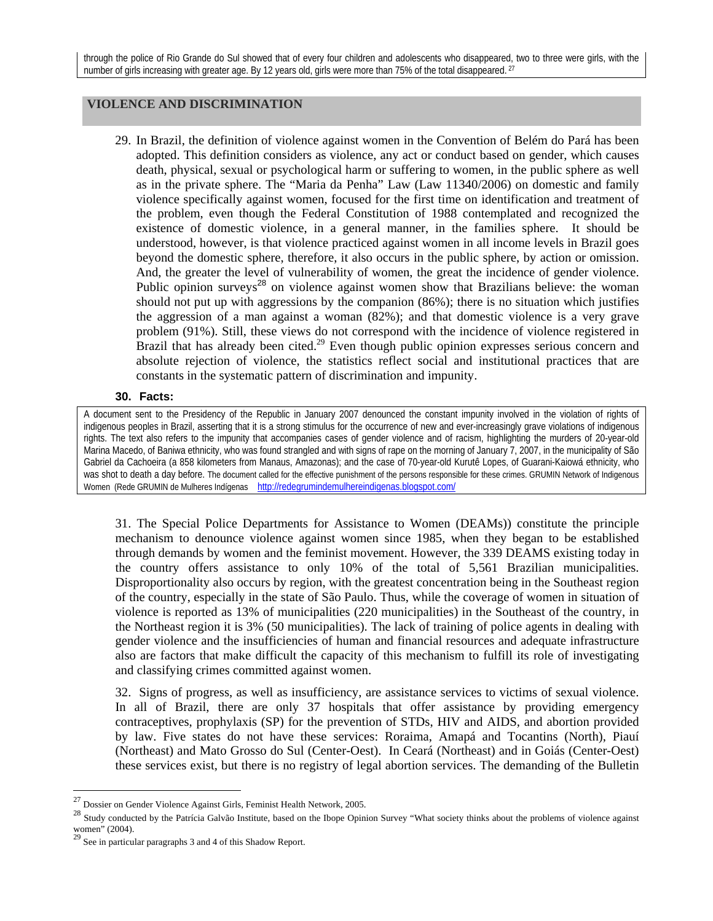through the police of Rio Grande do Sul showed that of every four children and adolescents who disappeared, two to three were girls, with the number of girls increasing with greater age. By 12 years old, girls were more than 75% of the total disappeared.[27]

## VIOLENCE AND DISCRIMINATION

29. In Brazil, the definition of violence against women in the Convention of Belém do Pará has been adopted. This definition considers as violence, any act or conduct based on gender, which causes death, physical, sexual or psychological harm or suffering to women, in the public sphere as well as in the private sphere. The "Maria da Penha" Law (Law 11340/2006) on domestic and family violence specifically against women, focused for the first time on identification and treatment of the problem, even though the Federal Constitution of 1988 contemplated and recognized the existence of domestic violence, in a general manner, in the families sphere. It should be understood, however, is that violence practiced against women in all income levels in Brazil goes beyond the domestic sphere, therefore, it also occurs in the public sphere, by action or omission. And, the greater the level of vulnerability of women, the great the incidence of gender violence. Public opinion surveys[28] on violence against women show that Brazilians believe: the woman should not put up with aggressions by the companion (86%); there is no situation which justifies the aggression of a man against a woman (82%); and that domestic violence is a very grave problem (91%). Still, these views do not correspond with the incidence of violence registered in Brazil that has already been cited.[29] Even though public opinion expresses serious concern and absolute rejection of violence, the statistics reflect social and institutional practices that are constants in the systematic pattern of discrimination and impunity.

**30. Facts:**

A document sent to the Presidency of the Republic in January 2007 denounced the constant impunity involved in the violation of rights of indigenous peoples in Brazil, asserting that it is a strong stimulus for the occurrence of new and ever-increasingly grave violations of indigenous rights. The text also refers to the impunity that accompanies cases of gender violence and of racism, highlighting the murders of 20-year-old Marina Macedo, of Baniwa ethnicity, who was found strangled and with signs of rape on the morning of January 7, 2007, in the municipality of São Gabriel da Cachoeira (a 858 kilometers from Manaus, Amazonas); and the case of 70-year-old Kurutê Lopes, of Guarani-Kaiowá ethnicity, who was shot to death a day before. The document called for the effective punishment of the persons responsible for these crimes. GRUMIN Network of Indigenous Women (Rede GRUMIN de Mulheres Indígenas http://redegrumindemulhereindigenas.blogspot.com/

31. The Special Police Departments for Assistance to Women (DEAMs)) constitute the principle mechanism to denounce violence against women since 1985, when they began to be established through demands by women and the feminist movement. However, the 339 DEAMS existing today in the country offers assistance to only 10% of the total of 5,561 Brazilian municipalities. Disproportionality also occurs by region, with the greatest concentration being in the Southeast region of the country, especially in the state of São Paulo. Thus, while the coverage of women in situation of violence is reported as 13% of municipalities (220 municipalities) in the Southeast of the country, in the Northeast region it is 3% (50 municipalities). The lack of training of police agents in dealing with gender violence and the insufficiencies of human and financial resources and adequate infrastructure also are factors that make difficult the capacity of this mechanism to fulfill its role of investigating and classifying crimes committed against women.

32. Signs of progress, as well as insufficiency, are assistance services to victims of sexual violence. In all of Brazil, there are only 37 hospitals that offer assistance by providing emergency contraceptives, prophylaxis (SP) for the prevention of STDs, HIV and AIDS, and abortion provided by law. Five states do not have these services: Roraima, Amapá and Tocantins (North), Piauí (Northeast) and Mato Grosso do Sul (Center-Oest). In Ceará (Northeast) and in Goiás (Center-Oest) these services exist, but there is no registry of legal abortion services. The demanding of the Bulletin

---

[27] Dossier on Gender Violence Against Girls, Feminist Health Network, 2005.

[28] Study conducted by the Patrícia Galvão Institute, based on the Ibope Opinion Survey "What society thinks about the problems of violence against women" (2004).

[29] See in particular paragraphs 3 and 4 of this Shadow Report.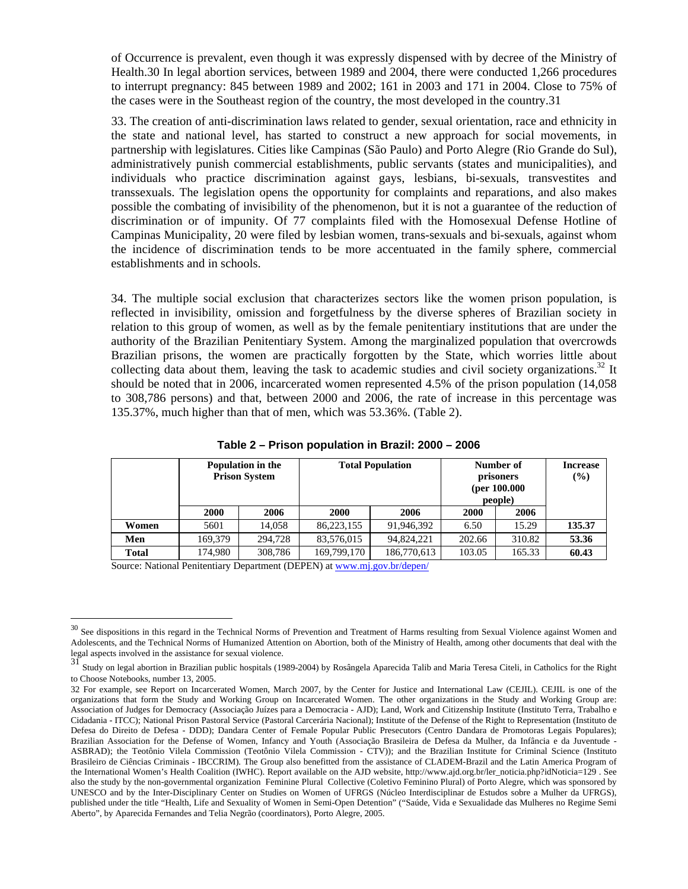of Occurrence is prevalent, even though it was expressly dispensed with by decree of the Ministry of Health.30 In legal abortion services, between 1989 and 2004, there were conducted 1,266 procedures to interrupt pregnancy: 845 between 1989 and 2002; 161 in 2003 and 171 in 2004. Close to 75% of the cases were in the Southeast region of the country, the most developed in the country.31

33. The creation of anti-discrimination laws related to gender, sexual orientation, race and ethnicity in the state and national level, has started to construct a new approach for social movements, in partnership with legislatures. Cities like Campinas (São Paulo) and Porto Alegre (Rio Grande do Sul), administratively punish commercial establishments, public servants (states and municipalities), and individuals who practice discrimination against gays, lesbians, bi-sexuals, transvestites and transsexuals. The legislation opens the opportunity for complaints and reparations, and also makes possible the combating of invisibility of the phenomenon, but it is not a guarantee of the reduction of discrimination or of impunity. Of 77 complaints filed with the Homosexual Defense Hotline of Campinas Municipality, 20 were filed by lesbian women, trans-sexuals and bi-sexuals, against whom the incidence of discrimination tends to be more accentuated in the family sphere, commercial establishments and in schools.

34. The multiple social exclusion that characterizes sectors like the women prison population, is reflected in invisibility, omission and forgetfulness by the diverse spheres of Brazilian society in relation to this group of women, as well as by the female penitentiary institutions that are under the authority of the Brazilian Penitentiary System. Among the marginalized population that overcrowds Brazilian prisons, the women are practically forgotten by the State, which worries little about collecting data about them, leaving the task to academic studies and civil society organizations.[32] It should be noted that in 2006, incarcerated women represented 4.5% of the prison population (14,058 to 308,786 persons) and that, between 2000 and 2006, the rate of increase in this percentage was 135.37%, much higher than that of men, which was 53.36%. (Table 2).

**Table 2 – Prison population in Brazil: 2000 – 2006**

| | Population in the Prison System | | Total Population | | Number of prisoners (per 100.000 people) | | Increase (%) |
|---|---|---|---|---|---|---|---|
| | 2000 | 2006 | 2000 | 2006 | 2000 | 2006 | |
| **Women** | 5601 | 14,058 | 86,223,155 | 91,946,392 | 6.50 | 15.29 | **135.37** |
| **Men** | 169,379 | 294,728 | 83,576,015 | 94,824,221 | 202.66 | 310.82 | **53.36** |
| **Total** | 174,980 | 308,786 | 169,799,170 | 186,770,613 | 103.05 | 165.33 | **60.43** |

Source: National Penitentiary Department (DEPEN) at www.mj.gov.br/depen/

---

30 See dispositions in this regard in the Technical Norms of Prevention and Treatment of Harms resulting from Sexual Violence against Women and Adolescents, and the Technical Norms of Humanized Attention on Abortion, both of the Ministry of Health, among other documents that deal with the legal aspects involved in the assistance for sexual violence.

31 Study on legal abortion in Brazilian public hospitals (1989-2004) by Rosângela Aparecida Talib and Maria Teresa Citeli, in Catholics for the Right to Choose Notebooks, number 13, 2005.

32 For example, see Report on Incarcerated Women, March 2007, by the Center for Justice and International Law (CEJIL). CEJIL is one of the organizations that form the Study and Working Group on Incarcerated Women. The other organizations in the Study and Working Group are: Association of Judges for Democracy (Associação Juízes para a Democracia - AJD); Land, Work and Citizenship Institute (Instituto Terra, Trabalho e Cidadania - ITCC); National Prison Pastoral Service (Pastoral Carcerária Nacional); Institute of the Defense of the Right to Representation (Instituto de Defesa do Direito de Defesa - DDD); Dandara Center of Female Popular Public Presecutors (Centro Dandara de Promotoras Legais Populares); Brazilian Association for the Defense of Women, Infancy and Youth (Associação Brasileira de Defesa da Mulher, da Infância e da Juventude - ASBRAD); the Teotônio Vilela Commission (Teotônio Vilela Commission - CTV)); and the Brazilian Institute for Criminal Science (Instituto Brasileiro de Ciências Criminais - IBCCRIM). The Group also benefitted from the assistance of CLADEM-Brazil and the Latin America Program of the International Women's Health Coalition (IWHC). Report available on the AJD website, http://www.ajd.org.br/ler_noticia.php?idNoticia=129 . See also the study by the non-governmental organization Feminine Plural Collective (Coletivo Feminino Plural) of Porto Alegre, which was sponsored by UNESCO and by the Inter-Disciplinary Center on Studies on Women of UFRGS (Núcleo Interdisciplinar de Estudos sobre a Mulher da UFRGS), published under the title "Health, Life and Sexuality of Women in Semi-Open Detention" ("Saúde, Vida e Sexualidade das Mulheres no Regime Semi Aberto", by Aparecida Fernandes and Telia Negrão (coordinators), Porto Alegre, 2005.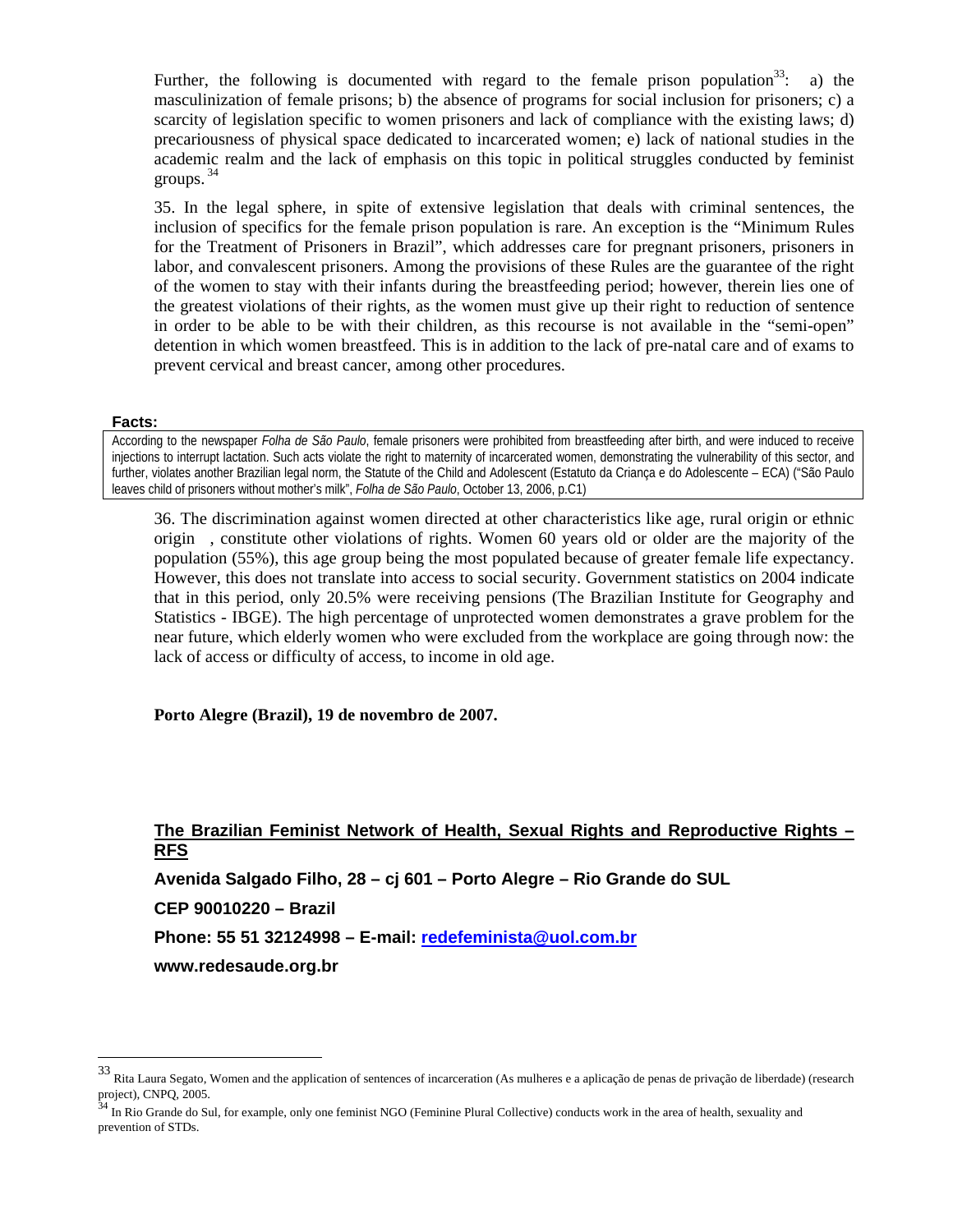Further, the following is documented with regard to the female prison population[33]: a) the masculinization of female prisons; b) the absence of programs for social inclusion for prisoners; c) a scarcity of legislation specific to women prisoners and lack of compliance with the existing laws; d) precariousness of physical space dedicated to incarcerated women; e) lack of national studies in the academic realm and the lack of emphasis on this topic in political struggles conducted by feminist groups.[34]

35. In the legal sphere, in spite of extensive legislation that deals with criminal sentences, the inclusion of specifics for the female prison population is rare. An exception is the "Minimum Rules for the Treatment of Prisoners in Brazil", which addresses care for pregnant prisoners, prisoners in labor, and convalescent prisoners. Among the provisions of these Rules are the guarantee of the right of the women to stay with their infants during the breastfeeding period; however, therein lies one of the greatest violations of their rights, as the women must give up their right to reduction of sentence in order to be able to be with their children, as this recourse is not available in the "semi-open" detention in which women breastfeed. This is in addition to the lack of pre-natal care and of exams to prevent cervical and breast cancer, among other procedures.

**Facts:**

> According to the newspaper *Folha de São Paulo*, female prisoners were prohibited from breastfeeding after birth, and were induced to receive injections to interrupt lactation. Such acts violate the right to maternity of incarcerated women, demonstrating the vulnerability of this sector, and further, violates another Brazilian legal norm, the Statute of the Child and Adolescent (Estatuto da Criança e do Adolescente – ECA) ("São Paulo leaves child of prisoners without mother's milk", *Folha de São Paulo*, October 13, 2006, p.C1)

36. The discrimination against women directed at other characteristics like age, rural origin or ethnic origin , constitute other violations of rights. Women 60 years old or older are the majority of the population (55%), this age group being the most populated because of greater female life expectancy. However, this does not translate into access to social security. Government statistics on 2004 indicate that in this period, only 20.5% were receiving pensions (The Brazilian Institute for Geography and Statistics - IBGE). The high percentage of unprotected women demonstrates a grave problem for the near future, which elderly women who were excluded from the workplace are going through now: the lack of access or difficulty of access, to income in old age.

**Porto Alegre (Brazil), 19 de novembro de 2007.**

**The Brazilian Feminist Network of Health, Sexual Rights and Reproductive Rights – RFS**

**Avenida Salgado Filho, 28 – cj 601 – Porto Alegre – Rio Grande do SUL**

**CEP 90010220 – Brazil**

**Phone: 55 51 32124998 – E-mail: redefeminista@uol.com.br**

**www.redesaude.org.br**

---

[33] Rita Laura Segato, Women and the application of sentences of incarceration (As mulheres e a aplicação de penas de privação de liberdade) (research project), CNPQ, 2005.

[34] In Rio Grande do Sul, for example, only one feminist NGO (Feminine Plural Collective) conducts work in the area of health, sexuality and prevention of STDs.